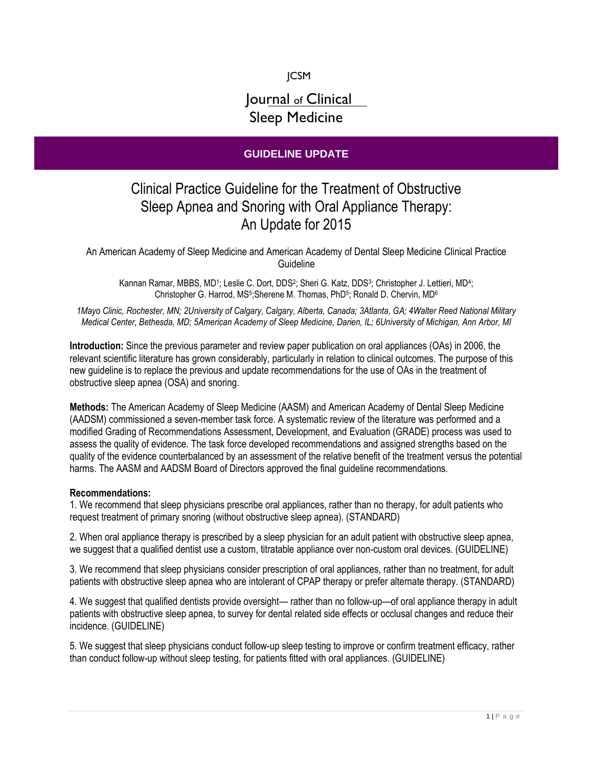JCSM

Journal of Clinical Sleep Medicine

**GUIDELINE UPDATE**

# Clinical Practice Guideline for the Treatment of Obstructive Sleep Apnea and Snoring with Oral Appliance Therapy: An Update for 2015

An American Academy of Sleep Medicine and American Academy of Dental Sleep Medicine Clinical Practice Guideline

Kannan Ramar, MBBS, MD[1]; Leslie C. Dort, DDS[2]; Sheri G. Katz, DDS[3]; Christopher J. Lettieri, MD[4]; Christopher G. Harrod, MS[5]; Sherene M. Thomas, PhD[5]; Ronald D. Chervin, MD[6]

*1Mayo Clinic, Rochester, MN; 2University of Calgary, Calgary, Alberta, Canada; 3Atlanta, GA; 4Walter Reed National Military Medical Center, Bethesda, MD; 5American Academy of Sleep Medicine, Darien, IL; 6University of Michigan, Ann Arbor, MI*

**Introduction:** Since the previous parameter and review paper publication on oral appliances (OAs) in 2006, the relevant scientific literature has grown considerably, particularly in relation to clinical outcomes. The purpose of this new guideline is to replace the previous and update recommendations for the use of OAs in the treatment of obstructive sleep apnea (OSA) and snoring.

**Methods:** The American Academy of Sleep Medicine (AASM) and American Academy of Dental Sleep Medicine (AADSM) commissioned a seven-member task force. A systematic review of the literature was performed and a modified Grading of Recommendations Assessment, Development, and Evaluation (GRADE) process was used to assess the quality of evidence. The task force developed recommendations and assigned strengths based on the quality of the evidence counterbalanced by an assessment of the relative benefit of the treatment versus the potential harms. The AASM and AADSM Board of Directors approved the final guideline recommendations.

**Recommendations:**

1. We recommend that sleep physicians prescribe oral appliances, rather than no therapy, for adult patients who request treatment of primary snoring (without obstructive sleep apnea). (STANDARD)

2. When oral appliance therapy is prescribed by a sleep physician for an adult patient with obstructive sleep apnea, we suggest that a qualified dentist use a custom, titratable appliance over non-custom oral devices. (GUIDELINE)

3. We recommend that sleep physicians consider prescription of oral appliances, rather than no treatment, for adult patients with obstructive sleep apnea who are intolerant of CPAP therapy or prefer alternate therapy. (STANDARD)

4. We suggest that qualified dentists provide oversight— rather than no follow-up—of oral appliance therapy in adult patients with obstructive sleep apnea, to survey for dental related side effects or occlusal changes and reduce their incidence. (GUIDELINE)

5. We suggest that sleep physicians conduct follow-up sleep testing to improve or confirm treatment efficacy, rather than conduct follow-up without sleep testing, for patients fitted with oral appliances. (GUIDELINE)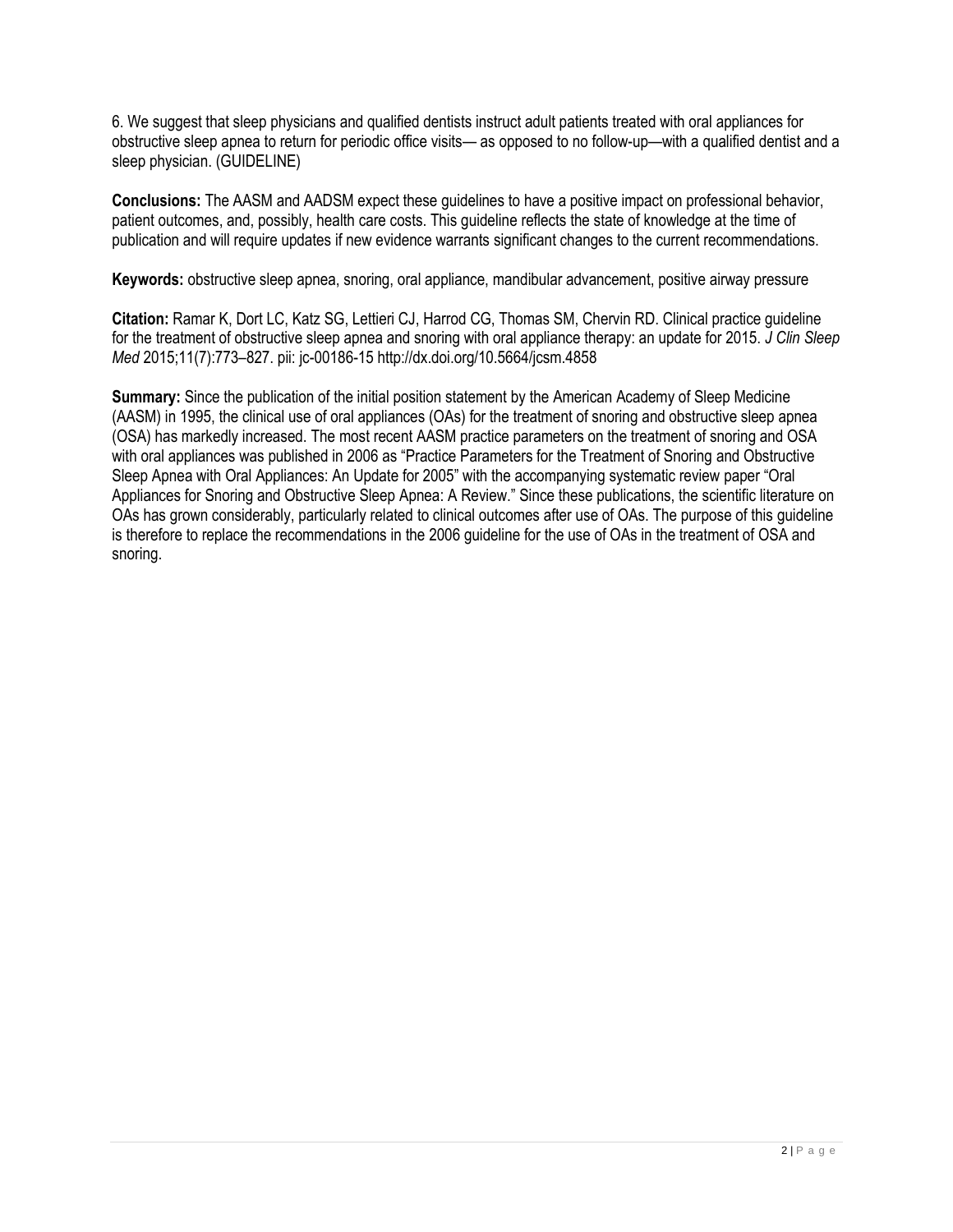6. We suggest that sleep physicians and qualified dentists instruct adult patients treated with oral appliances for obstructive sleep apnea to return for periodic office visits— as opposed to no follow-up—with a qualified dentist and a sleep physician. (GUIDELINE)

**Conclusions:** The AASM and AADSM expect these guidelines to have a positive impact on professional behavior, patient outcomes, and, possibly, health care costs. This guideline reflects the state of knowledge at the time of publication and will require updates if new evidence warrants significant changes to the current recommendations.

**Keywords:** obstructive sleep apnea, snoring, oral appliance, mandibular advancement, positive airway pressure

**Citation:** Ramar K, Dort LC, Katz SG, Lettieri CJ, Harrod CG, Thomas SM, Chervin RD. Clinical practice guideline for the treatment of obstructive sleep apnea and snoring with oral appliance therapy: an update for 2015. *J Clin Sleep Med* 2015;11(7):773–827. pii: jc-00186-15 http://dx.doi.org/10.5664/jcsm.4858

**Summary:** Since the publication of the initial position statement by the American Academy of Sleep Medicine (AASM) in 1995, the clinical use of oral appliances (OAs) for the treatment of snoring and obstructive sleep apnea (OSA) has markedly increased. The most recent AASM practice parameters on the treatment of snoring and OSA with oral appliances was published in 2006 as "Practice Parameters for the Treatment of Snoring and Obstructive Sleep Apnea with Oral Appliances: An Update for 2005" with the accompanying systematic review paper "Oral Appliances for Snoring and Obstructive Sleep Apnea: A Review." Since these publications, the scientific literature on OAs has grown considerably, particularly related to clinical outcomes after use of OAs. The purpose of this guideline is therefore to replace the recommendations in the 2006 guideline for the use of OAs in the treatment of OSA and snoring.